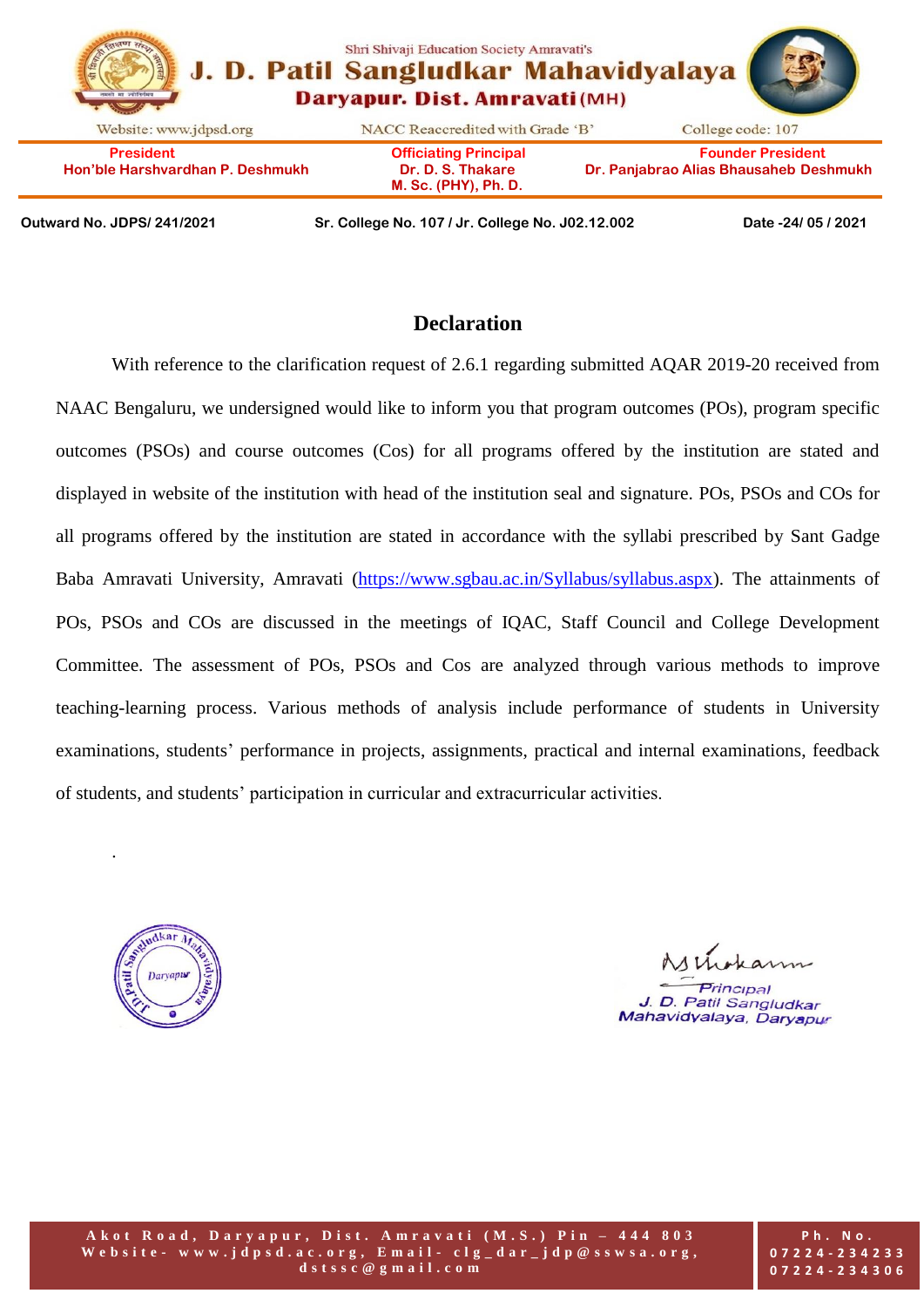Shri Shivaji Education Society Amravati's

# J. D. Patil Sangludkar Mahavidyalaya

**Daryapur. Dist. Amravati (MH)**

Website: www.jdpsd.org | NACC Reaccredited with Grade 'B' | College code: 107

| President | Officiating Principal | Founder President |
|---|---|---|
| Hon'ble Harshvardhan P. Deshmukh | Dr. D. S. Thakare M. Sc. (PHY), Ph. D. | Dr. Panjabrao Alias Bhausaheb Deshmukh |

**Outward No. JDPS/ 241/2021** &nbsp;&nbsp; **Sr. College No. 107 / Jr. College No. J02.12.002** &nbsp;&nbsp; **Date -24/ 05 / 2021**

## Declaration

With reference to the clarification request of 2.6.1 regarding submitted AQAR 2019-20 received from NAAC Bengaluru, we undersigned would like to inform you that program outcomes (POs), program specific outcomes (PSOs) and course outcomes (Cos) for all programs offered by the institution are stated and displayed in website of the institution with head of the institution seal and signature. POs, PSOs and COs for all programs offered by the institution are stated in accordance with the syllabi prescribed by Sant Gadge Baba Amravati University, Amravati (https://www.sgbau.ac.in/Syllabus/syllabus.aspx). The attainments of POs, PSOs and COs are discussed in the meetings of IQAC, Staff Council and College Development Committee. The assessment of POs, PSOs and Cos are analyzed through various methods to improve teaching-learning process. Various methods of analysis include performance of students in University examinations, students' performance in projects, assignments, practical and internal examinations, feedback of students, and students' participation in curricular and extracurricular activities.

Principal
J. D. Patil Sangludkar
Mahavidyalaya, Daryapur

Akot Road, Daryapur, Dist. Amravati (M.S.) Pin – 444 803
Website- www.jdpsd.ac.org, Email- clg_dar_jdp@sswsa.org, dstssc@gmail.com

Ph. No. 07224-234233, 07224-234306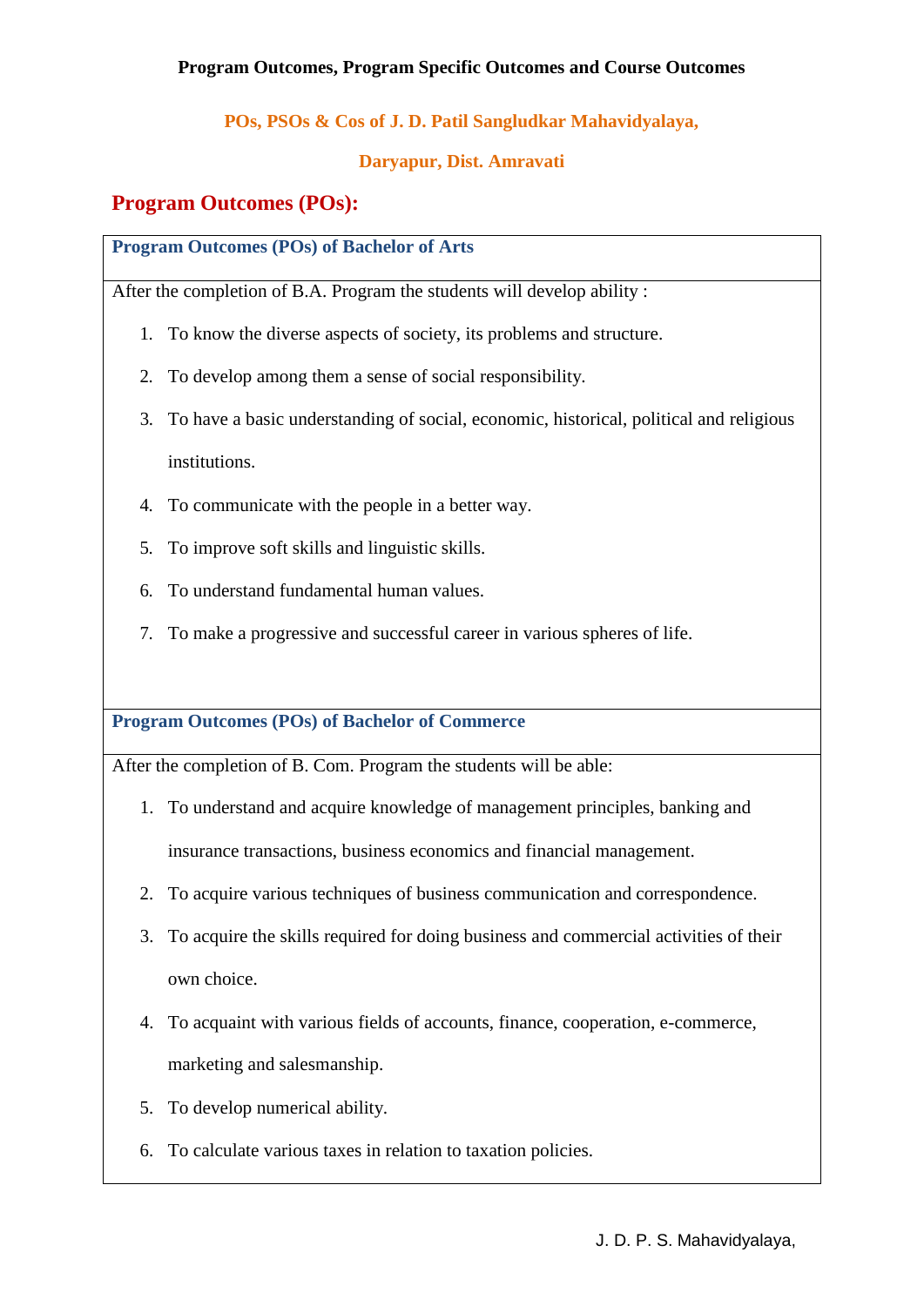**Program Outcomes, Program Specific Outcomes and Course Outcomes**

**POs, PSOs & Cos of J. D. Patil Sangludkar Mahavidyalaya,**

**Daryapur, Dist. Amravati**

# Program Outcomes (POs):

### Program Outcomes (POs) of Bachelor of Arts

After the completion of B.A. Program the students will develop ability :

1. To know the diverse aspects of society, its problems and structure.
2. To develop among them a sense of social responsibility.
3. To have a basic understanding of social, economic, historical, political and religious institutions.
4. To communicate with the people in a better way.
5. To improve soft skills and linguistic skills.
6. To understand fundamental human values.
7. To make a progressive and successful career in various spheres of life.

### Program Outcomes (POs) of Bachelor of Commerce

After the completion of B. Com. Program the students will be able:

1. To understand and acquire knowledge of management principles, banking and insurance transactions, business economics and financial management.
2. To acquire various techniques of business communication and correspondence.
3. To acquire the skills required for doing business and commercial activities of their own choice.
4. To acquaint with various fields of accounts, finance, cooperation, e-commerce, marketing and salesmanship.
5. To develop numerical ability.
6. To calculate various taxes in relation to taxation policies.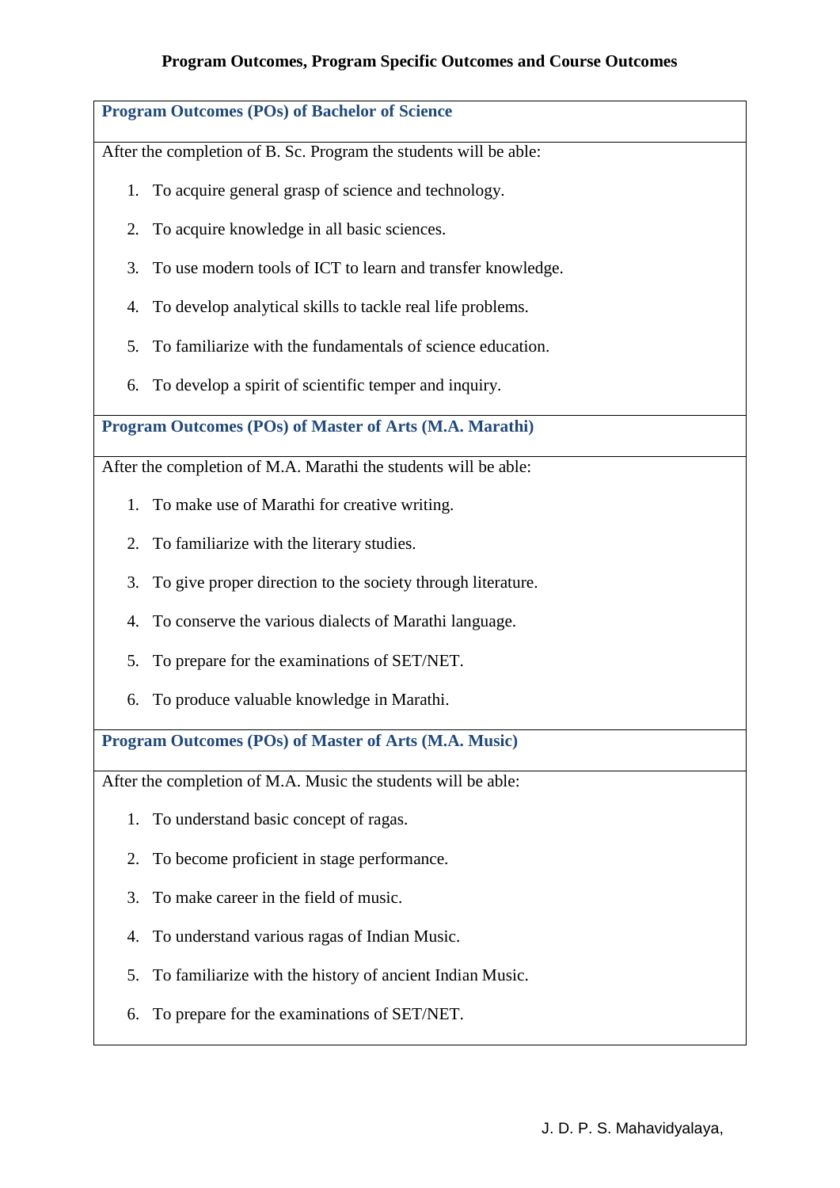# Program Outcomes, Program Specific Outcomes and Course Outcomes

## Program Outcomes (POs) of Bachelor of Science

After the completion of B. Sc. Program the students will be able:

1. To acquire general grasp of science and technology.
2. To acquire knowledge in all basic sciences.
3. To use modern tools of ICT to learn and transfer knowledge.
4. To develop analytical skills to tackle real life problems.
5. To familiarize with the fundamentals of science education.
6. To develop a spirit of scientific temper and inquiry.

## Program Outcomes (POs) of Master of Arts (M.A. Marathi)

After the completion of M.A. Marathi the students will be able:

1. To make use of Marathi for creative writing.
2. To familiarize with the literary studies.
3. To give proper direction to the society through literature.
4. To conserve the various dialects of Marathi language.
5. To prepare for the examinations of SET/NET.
6. To produce valuable knowledge in Marathi.

## Program Outcomes (POs) of Master of Arts (M.A. Music)

After the completion of M.A. Music the students will be able:

1. To understand basic concept of ragas.
2. To become proficient in stage performance.
3. To make career in the field of music.
4. To understand various ragas of Indian Music.
5. To familiarize with the history of ancient Indian Music.
6. To prepare for the examinations of SET/NET.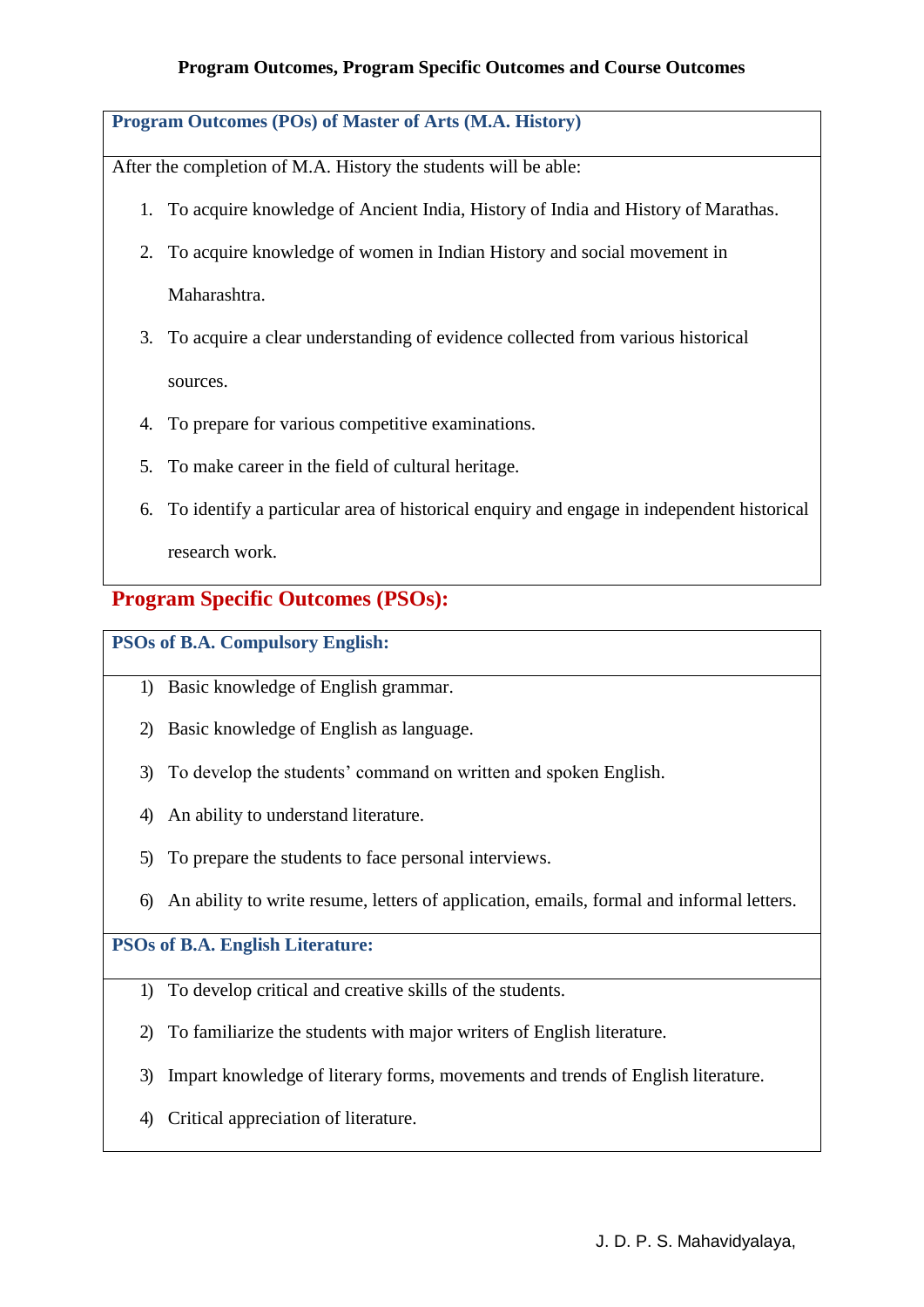**Program Outcomes, Program Specific Outcomes and Course Outcomes**

### Program Outcomes (POs) of Master of Arts (M.A. History)

After the completion of M.A. History the students will be able:

1. To acquire knowledge of Ancient India, History of India and History of Marathas.
2. To acquire knowledge of women in Indian History and social movement in Maharashtra.
3. To acquire a clear understanding of evidence collected from various historical sources.
4. To prepare for various competitive examinations.
5. To make career in the field of cultural heritage.
6. To identify a particular area of historical enquiry and engage in independent historical research work.

## Program Specific Outcomes (PSOs):

### PSOs of B.A. Compulsory English:

1) Basic knowledge of English grammar.
2) Basic knowledge of English as language.
3) To develop the students' command on written and spoken English.
4) An ability to understand literature.
5) To prepare the students to face personal interviews.
6) An ability to write resume, letters of application, emails, formal and informal letters.

### PSOs of B.A. English Literature:

1) To develop critical and creative skills of the students.
2) To familiarize the students with major writers of English literature.
3) Impart knowledge of literary forms, movements and trends of English literature.
4) Critical appreciation of literature.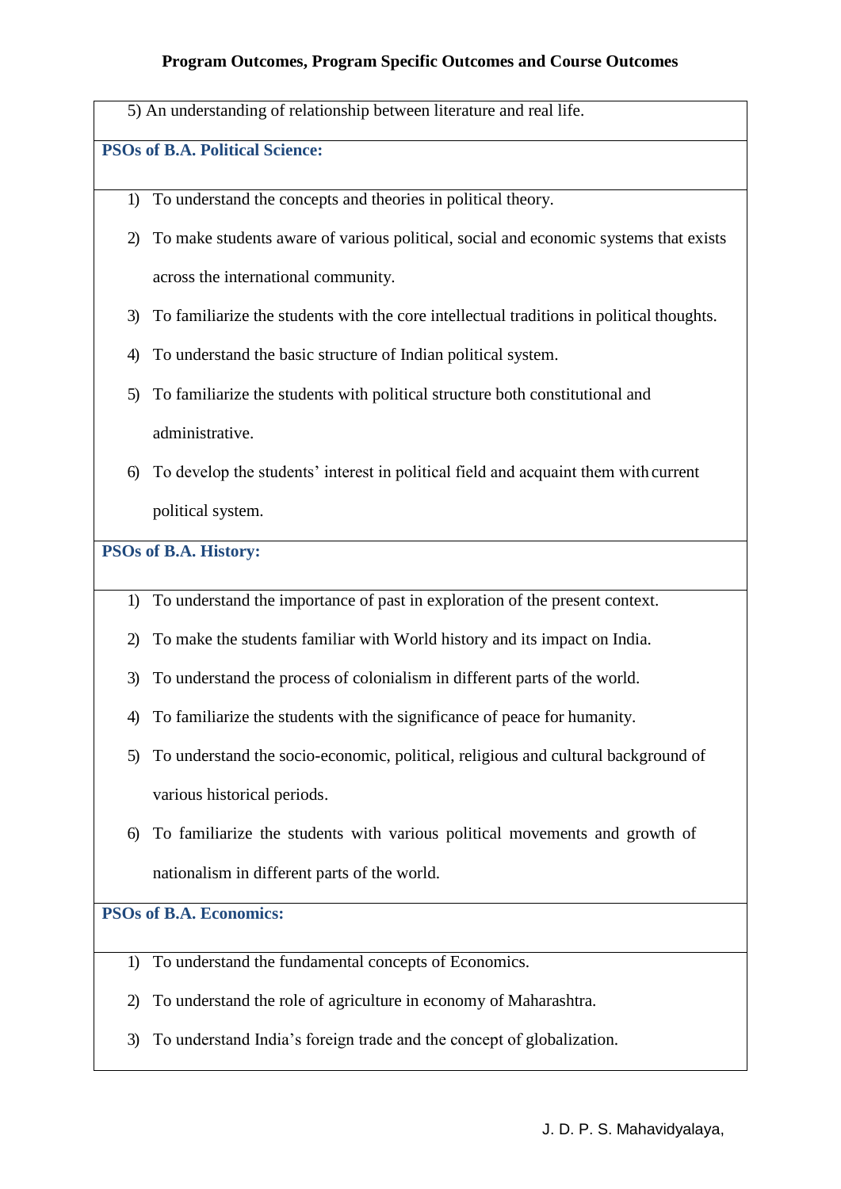5) An understanding of relationship between literature and real life.

**PSOs of B.A. Political Science:**

1) To understand the concepts and theories in political theory.
2) To make students aware of various political, social and economic systems that exists across the international community.
3) To familiarize the students with the core intellectual traditions in political thoughts.
4) To understand the basic structure of Indian political system.
5) To familiarize the students with political structure both constitutional and administrative.
6) To develop the students' interest in political field and acquaint them with current political system.

**PSOs of B.A. History:**

1) To understand the importance of past in exploration of the present context.
2) To make the students familiar with World history and its impact on India.
3) To understand the process of colonialism in different parts of the world.
4) To familiarize the students with the significance of peace for humanity.
5) To understand the socio-economic, political, religious and cultural background of various historical periods.
6) To familiarize the students with various political movements and growth of nationalism in different parts of the world.

**PSOs of B.A. Economics:**

1) To understand the fundamental concepts of Economics.
2) To understand the role of agriculture in economy of Maharashtra.
3) To understand India's foreign trade and the concept of globalization.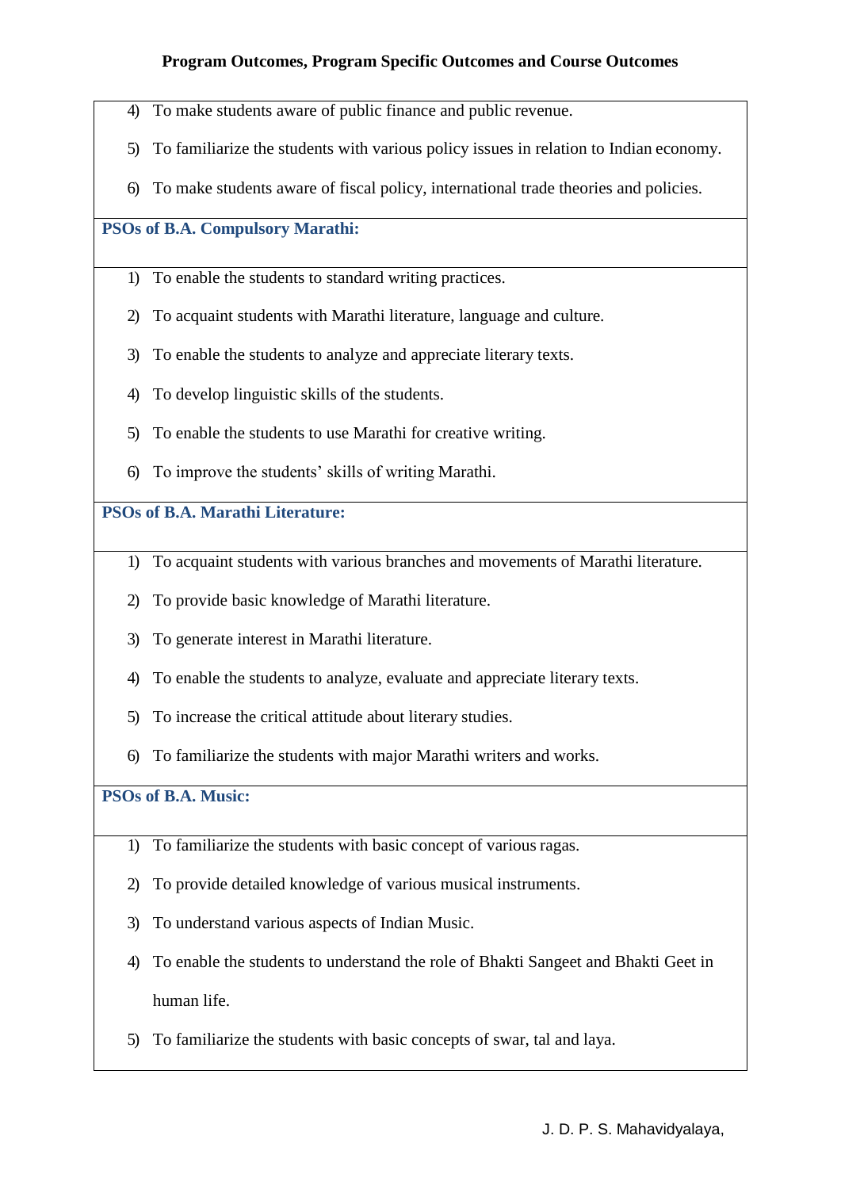4) To make students aware of public finance and public revenue.
5) To familiarize the students with various policy issues in relation to Indian economy.
6) To make students aware of fiscal policy, international trade theories and policies.

**PSOs of B.A. Compulsory Marathi:**

1) To enable the students to standard writing practices.
2) To acquaint students with Marathi literature, language and culture.
3) To enable the students to analyze and appreciate literary texts.
4) To develop linguistic skills of the students.
5) To enable the students to use Marathi for creative writing.
6) To improve the students' skills of writing Marathi.

**PSOs of B.A. Marathi Literature:**

1) To acquaint students with various branches and movements of Marathi literature.
2) To provide basic knowledge of Marathi literature.
3) To generate interest in Marathi literature.
4) To enable the students to analyze, evaluate and appreciate literary texts.
5) To increase the critical attitude about literary studies.
6) To familiarize the students with major Marathi writers and works.

**PSOs of B.A. Music:**

1) To familiarize the students with basic concept of various ragas.
2) To provide detailed knowledge of various musical instruments.
3) To understand various aspects of Indian Music.
4) To enable the students to understand the role of Bhakti Sangeet and Bhakti Geet in human life.
5) To familiarize the students with basic concepts of swar, tal and laya.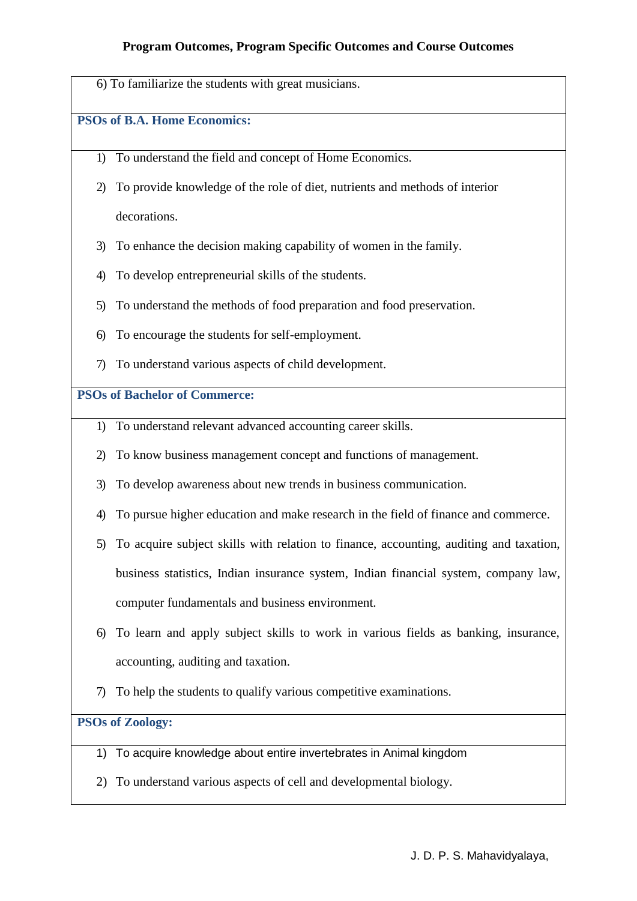6) To familiarize the students with great musicians.

### PSOs of B.A. Home Economics:

1) To understand the field and concept of Home Economics.
2) To provide knowledge of the role of diet, nutrients and methods of interior decorations.
3) To enhance the decision making capability of women in the family.
4) To develop entrepreneurial skills of the students.
5) To understand the methods of food preparation and food preservation.
6) To encourage the students for self-employment.
7) To understand various aspects of child development.

### PSOs of Bachelor of Commerce:

1) To understand relevant advanced accounting career skills.
2) To know business management concept and functions of management.
3) To develop awareness about new trends in business communication.
4) To pursue higher education and make research in the field of finance and commerce.
5) To acquire subject skills with relation to finance, accounting, auditing and taxation, business statistics, Indian insurance system, Indian financial system, company law, computer fundamentals and business environment.
6) To learn and apply subject skills to work in various fields as banking, insurance, accounting, auditing and taxation.
7) To help the students to qualify various competitive examinations.

### PSOs of Zoology:

1) To acquire knowledge about entire invertebrates in Animal kingdom
2) To understand various aspects of cell and developmental biology.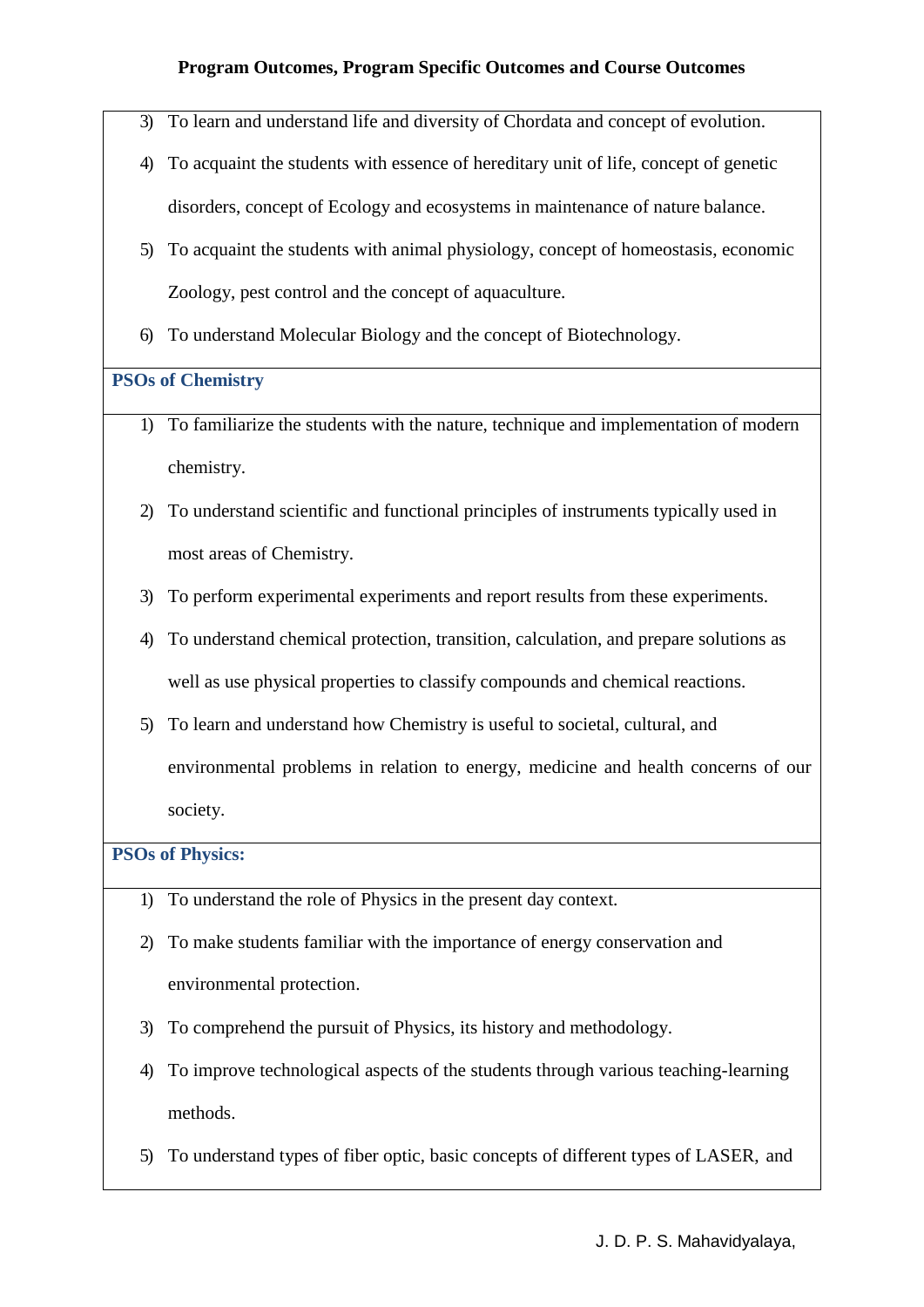3) To learn and understand life and diversity of Chordata and concept of evolution.
4) To acquaint the students with essence of hereditary unit of life, concept of genetic disorders, concept of Ecology and ecosystems in maintenance of nature balance.
5) To acquaint the students with animal physiology, concept of homeostasis, economic Zoology, pest control and the concept of aquaculture.
6) To understand Molecular Biology and the concept of Biotechnology.

**PSOs of Chemistry**

1) To familiarize the students with the nature, technique and implementation of modern chemistry.
2) To understand scientific and functional principles of instruments typically used in most areas of Chemistry.
3) To perform experimental experiments and report results from these experiments.
4) To understand chemical protection, transition, calculation, and prepare solutions as well as use physical properties to classify compounds and chemical reactions.
5) To learn and understand how Chemistry is useful to societal, cultural, and environmental problems in relation to energy, medicine and health concerns of our society.

**PSOs of Physics:**

1) To understand the role of Physics in the present day context.
2) To make students familiar with the importance of energy conservation and environmental protection.
3) To comprehend the pursuit of Physics, its history and methodology.
4) To improve technological aspects of the students through various teaching-learning methods.
5) To understand types of fiber optic, basic concepts of different types of LASER, and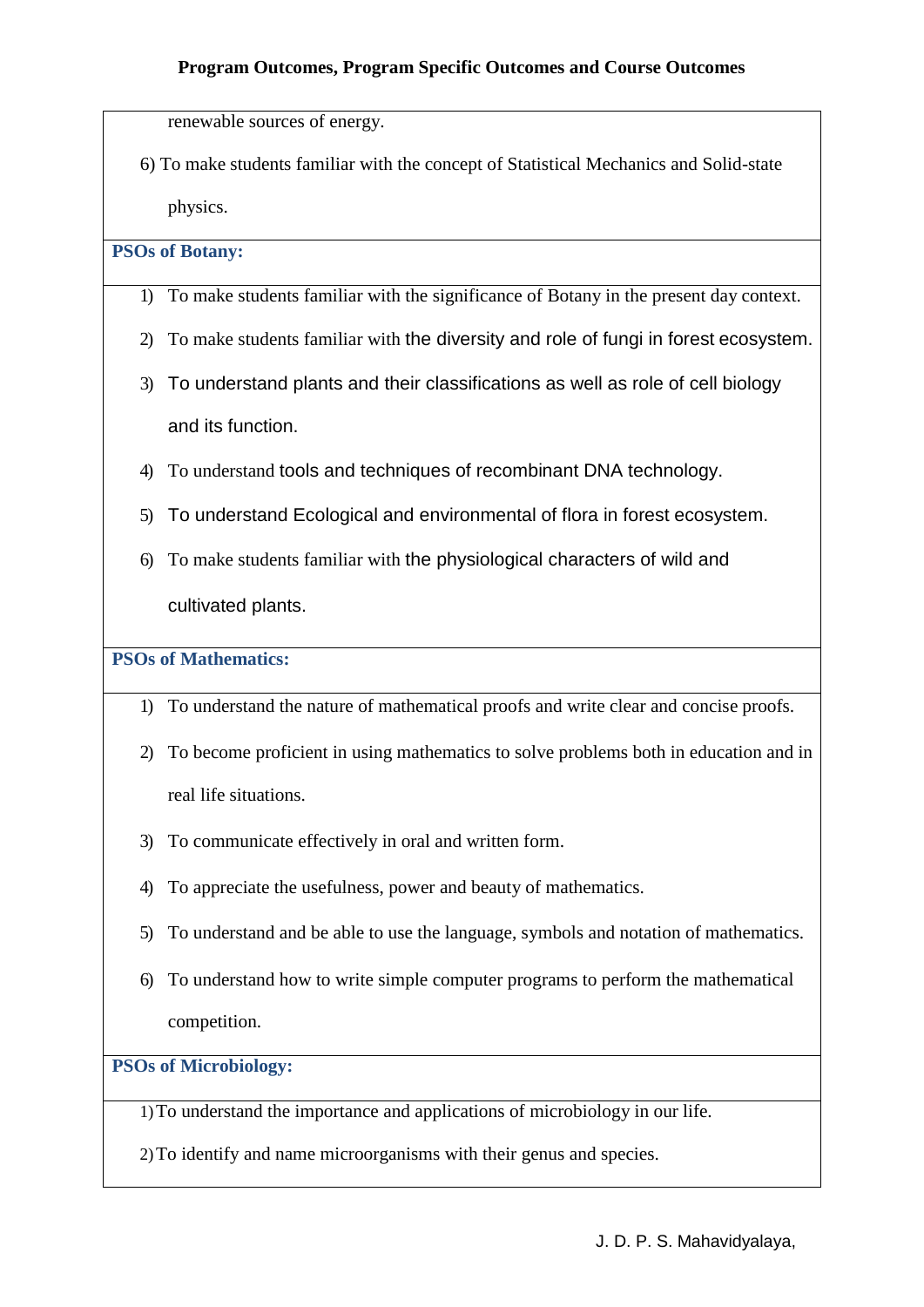renewable sources of energy.

6) To make students familiar with the concept of Statistical Mechanics and Solid-state physics.

**PSOs of Botany:**

1) To make students familiar with the significance of Botany in the present day context.
2) To make students familiar with the diversity and role of fungi in forest ecosystem.
3) To understand plants and their classifications as well as role of cell biology and its function.
4) To understand tools and techniques of recombinant DNA technology.
5) To understand Ecological and environmental of flora in forest ecosystem.
6) To make students familiar with the physiological characters of wild and cultivated plants.

**PSOs of Mathematics:**

1) To understand the nature of mathematical proofs and write clear and concise proofs.
2) To become proficient in using mathematics to solve problems both in education and in real life situations.
3) To communicate effectively in oral and written form.
4) To appreciate the usefulness, power and beauty of mathematics.
5) To understand and be able to use the language, symbols and notation of mathematics.
6) To understand how to write simple computer programs to perform the mathematical competition.

**PSOs of Microbiology:**

1) To understand the importance and applications of microbiology in our life.
2) To identify and name microorganisms with their genus and species.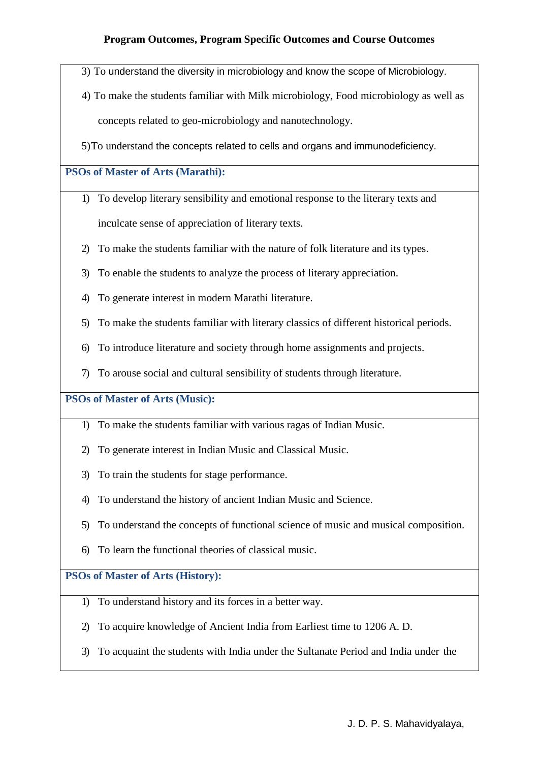3) To understand the diversity in microbiology and know the scope of Microbiology.
4) To make the students familiar with Milk microbiology, Food microbiology as well as concepts related to geo-microbiology and nanotechnology.
5) To understand the concepts related to cells and organs and immunodeficiency.

**PSOs of Master of Arts (Marathi):**

1) To develop literary sensibility and emotional response to the literary texts and inculcate sense of appreciation of literary texts.
2) To make the students familiar with the nature of folk literature and its types.
3) To enable the students to analyze the process of literary appreciation.
4) To generate interest in modern Marathi literature.
5) To make the students familiar with literary classics of different historical periods.
6) To introduce literature and society through home assignments and projects.
7) To arouse social and cultural sensibility of students through literature.

**PSOs of Master of Arts (Music):**

1) To make the students familiar with various ragas of Indian Music.
2) To generate interest in Indian Music and Classical Music.
3) To train the students for stage performance.
4) To understand the history of ancient Indian Music and Science.
5) To understand the concepts of functional science of music and musical composition.
6) To learn the functional theories of classical music.

**PSOs of Master of Arts (History):**

1) To understand history and its forces in a better way.
2) To acquire knowledge of Ancient India from Earliest time to 1206 A. D.
3) To acquaint the students with India under the Sultanate Period and India under the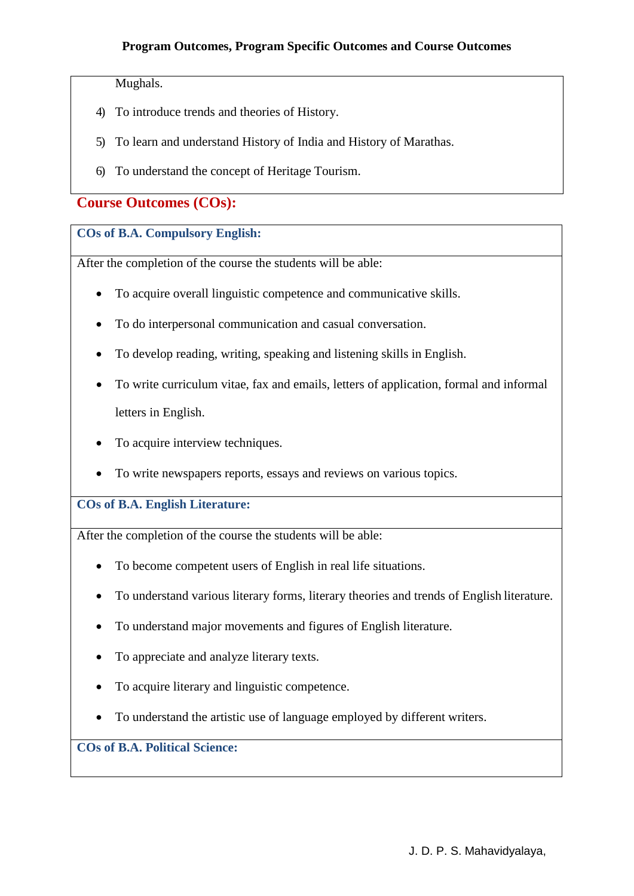Mughals.

4) To introduce trends and theories of History.

5) To learn and understand History of India and History of Marathas.

6) To understand the concept of Heritage Tourism.

## Course Outcomes (COs):

### COs of B.A. Compulsory English:

After the completion of the course the students will be able:

- To acquire overall linguistic competence and communicative skills.
- To do interpersonal communication and casual conversation.
- To develop reading, writing, speaking and listening skills in English.
- To write curriculum vitae, fax and emails, letters of application, formal and informal letters in English.
- To acquire interview techniques.
- To write newspapers reports, essays and reviews on various topics.

### COs of B.A. English Literature:

After the completion of the course the students will be able:

- To become competent users of English in real life situations.
- To understand various literary forms, literary theories and trends of English literature.
- To understand major movements and figures of English literature.
- To appreciate and analyze literary texts.
- To acquire literary and linguistic competence.
- To understand the artistic use of language employed by different writers.

### COs of B.A. Political Science: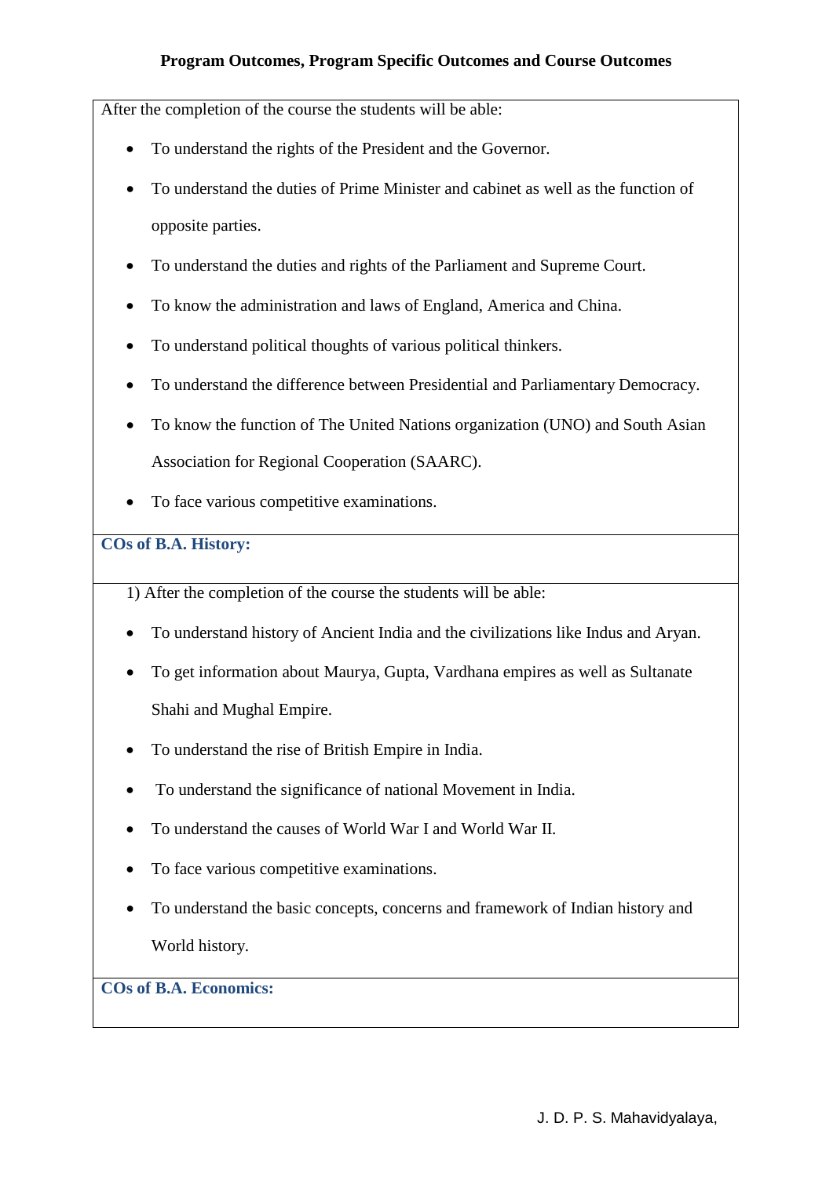After the completion of the course the students will be able:

- To understand the rights of the President and the Governor.
- To understand the duties of Prime Minister and cabinet as well as the function of opposite parties.
- To understand the duties and rights of the Parliament and Supreme Court.
- To know the administration and laws of England, America and China.
- To understand political thoughts of various political thinkers.
- To understand the difference between Presidential and Parliamentary Democracy.
- To know the function of The United Nations organization (UNO) and South Asian Association for Regional Cooperation (SAARC).
- To face various competitive examinations.

**COs of B.A. History:**

1) After the completion of the course the students will be able:

- To understand history of Ancient India and the civilizations like Indus and Aryan.
- To get information about Maurya, Gupta, Vardhana empires as well as Sultanate Shahi and Mughal Empire.
- To understand the rise of British Empire in India.
- To understand the significance of national Movement in India.
- To understand the causes of World War I and World War II.
- To face various competitive examinations.
- To understand the basic concepts, concerns and framework of Indian history and World history.

**COs of B.A. Economics:**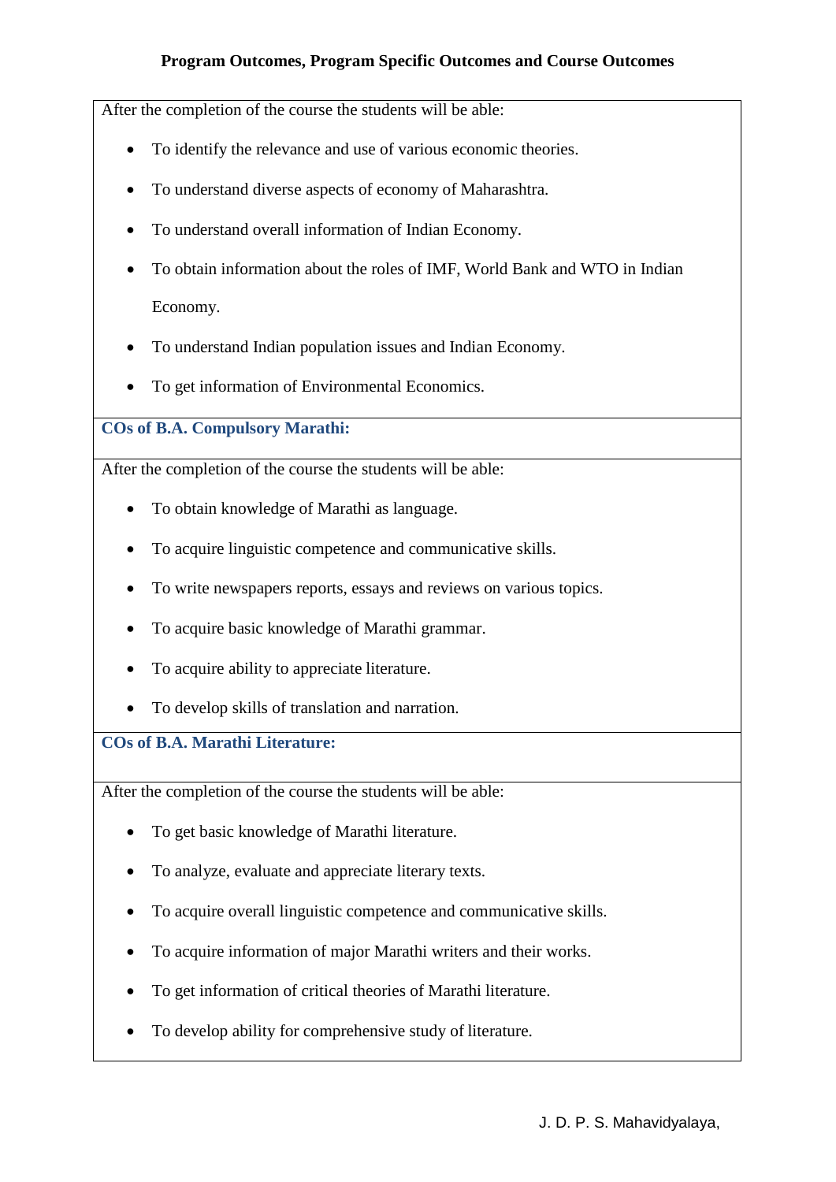After the completion of the course the students will be able:

- To identify the relevance and use of various economic theories.
- To understand diverse aspects of economy of Maharashtra.
- To understand overall information of Indian Economy.
- To obtain information about the roles of IMF, World Bank and WTO in Indian Economy.
- To understand Indian population issues and Indian Economy.
- To get information of Environmental Economics.

**COs of B.A. Compulsory Marathi:**

After the completion of the course the students will be able:

- To obtain knowledge of Marathi as language.
- To acquire linguistic competence and communicative skills.
- To write newspapers reports, essays and reviews on various topics.
- To acquire basic knowledge of Marathi grammar.
- To acquire ability to appreciate literature.
- To develop skills of translation and narration.

**COs of B.A. Marathi Literature:**

After the completion of the course the students will be able:

- To get basic knowledge of Marathi literature.
- To analyze, evaluate and appreciate literary texts.
- To acquire overall linguistic competence and communicative skills.
- To acquire information of major Marathi writers and their works.
- To get information of critical theories of Marathi literature.
- To develop ability for comprehensive study of literature.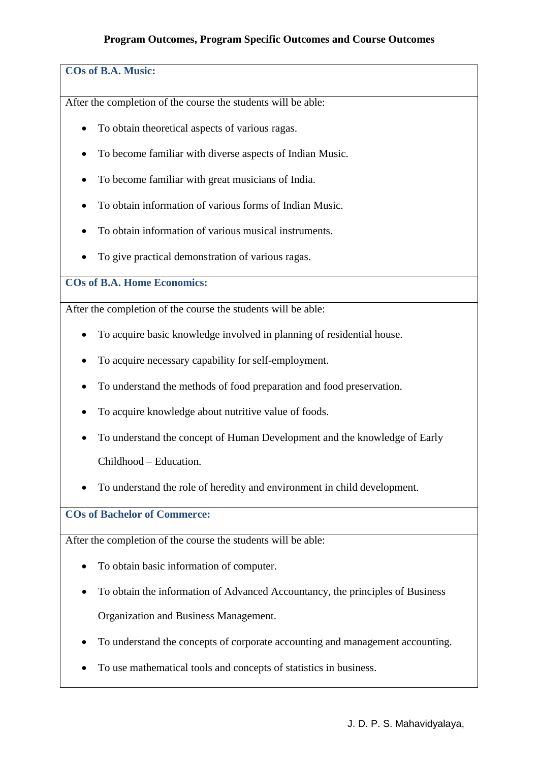**Program Outcomes, Program Specific Outcomes and Course Outcomes**

### COs of B.A. Music:

After the completion of the course the students will be able:

- To obtain theoretical aspects of various ragas.
- To become familiar with diverse aspects of Indian Music.
- To become familiar with great musicians of India.
- To obtain information of various forms of Indian Music.
- To obtain information of various musical instruments.
- To give practical demonstration of various ragas.

### COs of B.A. Home Economics:

After the completion of the course the students will be able:

- To acquire basic knowledge involved in planning of residential house.
- To acquire necessary capability for self-employment.
- To understand the methods of food preparation and food preservation.
- To acquire knowledge about nutritive value of foods.
- To understand the concept of Human Development and the knowledge of Early Childhood – Education.
- To understand the role of heredity and environment in child development.

### COs of Bachelor of Commerce:

After the completion of the course the students will be able:

- To obtain basic information of computer.
- To obtain the information of Advanced Accountancy, the principles of Business Organization and Business Management.
- To understand the concepts of corporate accounting and management accounting.
- To use mathematical tools and concepts of statistics in business.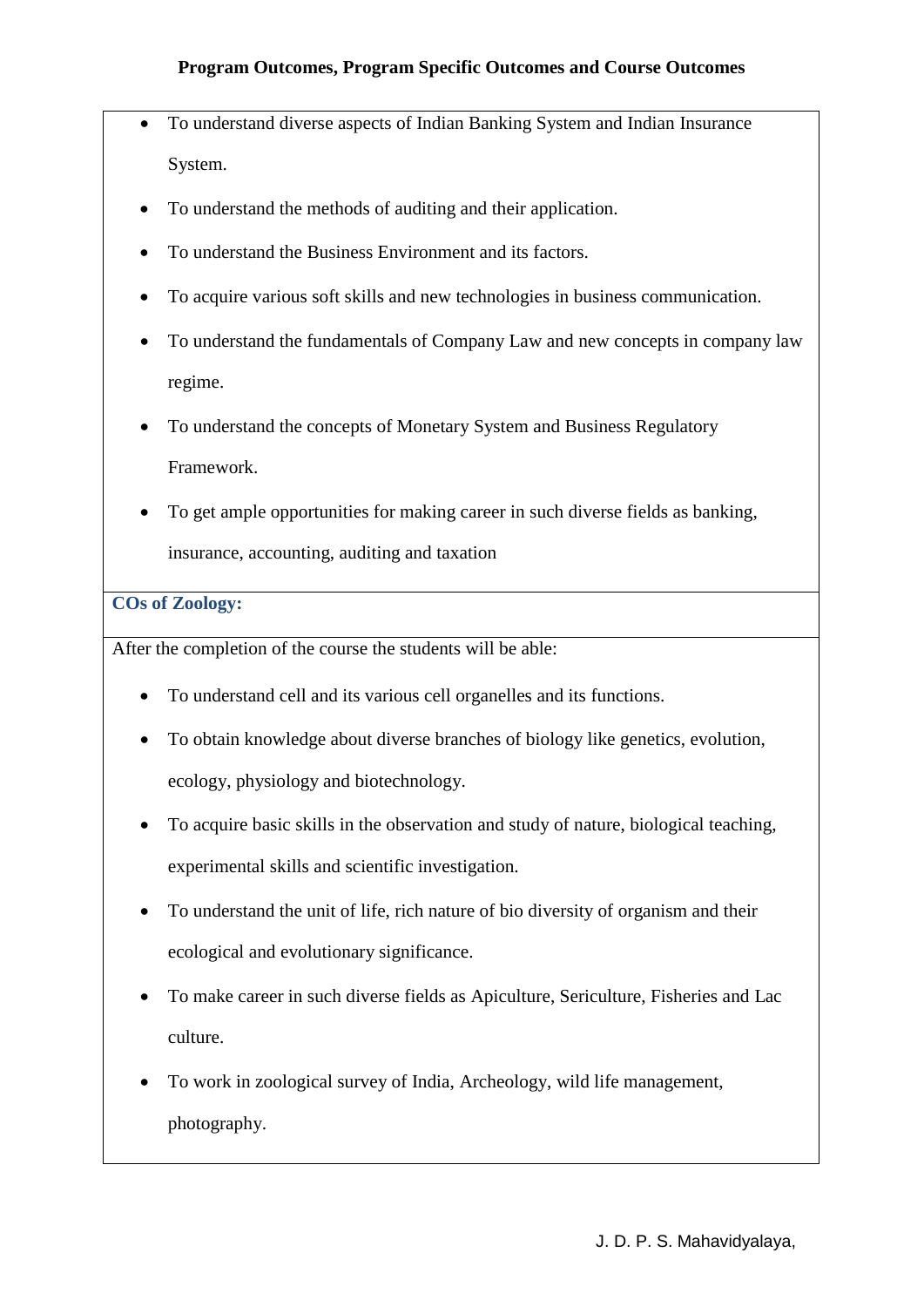- To understand diverse aspects of Indian Banking System and Indian Insurance System.
- To understand the methods of auditing and their application.
- To understand the Business Environment and its factors.
- To acquire various soft skills and new technologies in business communication.
- To understand the fundamentals of Company Law and new concepts in company law regime.
- To understand the concepts of Monetary System and Business Regulatory Framework.
- To get ample opportunities for making career in such diverse fields as banking, insurance, accounting, auditing and taxation

### COs of Zoology:

After the completion of the course the students will be able:

- To understand cell and its various cell organelles and its functions.
- To obtain knowledge about diverse branches of biology like genetics, evolution, ecology, physiology and biotechnology.
- To acquire basic skills in the observation and study of nature, biological teaching, experimental skills and scientific investigation.
- To understand the unit of life, rich nature of bio diversity of organism and their ecological and evolutionary significance.
- To make career in such diverse fields as Apiculture, Sericulture, Fisheries and Lac culture.
- To work in zoological survey of India, Archeology, wild life management, photography.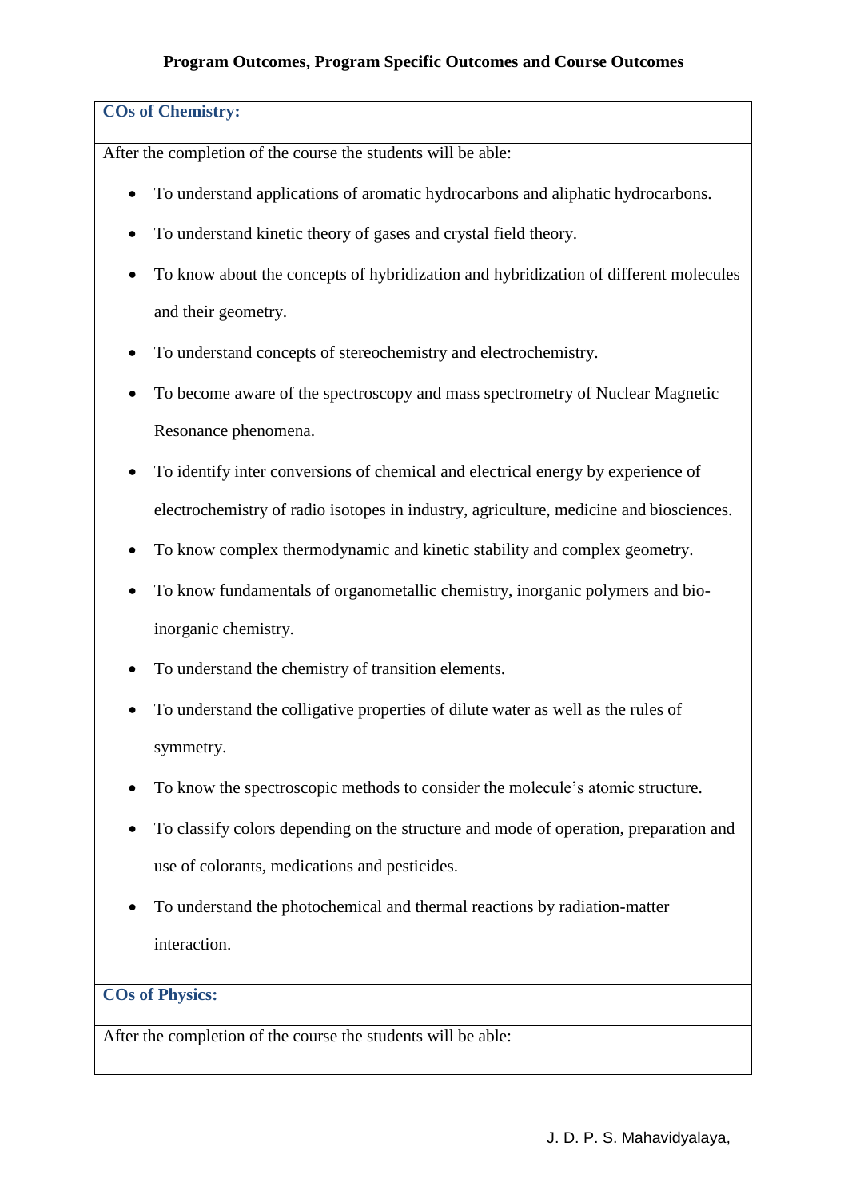**Program Outcomes, Program Specific Outcomes and Course Outcomes**

### COs of Chemistry:

After the completion of the course the students will be able:

- To understand applications of aromatic hydrocarbons and aliphatic hydrocarbons.
- To understand kinetic theory of gases and crystal field theory.
- To know about the concepts of hybridization and hybridization of different molecules and their geometry.
- To understand concepts of stereochemistry and electrochemistry.
- To become aware of the spectroscopy and mass spectrometry of Nuclear Magnetic Resonance phenomena.
- To identify inter conversions of chemical and electrical energy by experience of electrochemistry of radio isotopes in industry, agriculture, medicine and biosciences.
- To know complex thermodynamic and kinetic stability and complex geometry.
- To know fundamentals of organometallic chemistry, inorganic polymers and bio-inorganic chemistry.
- To understand the chemistry of transition elements.
- To understand the colligative properties of dilute water as well as the rules of symmetry.
- To know the spectroscopic methods to consider the molecule's atomic structure.
- To classify colors depending on the structure and mode of operation, preparation and use of colorants, medications and pesticides.
- To understand the photochemical and thermal reactions by radiation-matter interaction.

### COs of Physics:

After the completion of the course the students will be able: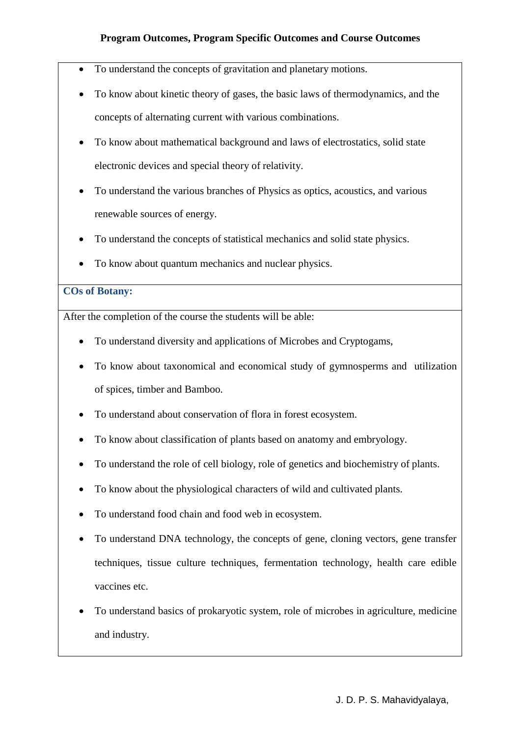- To understand the concepts of gravitation and planetary motions.
- To know about kinetic theory of gases, the basic laws of thermodynamics, and the concepts of alternating current with various combinations.
- To know about mathematical background and laws of electrostatics, solid state electronic devices and special theory of relativity.
- To understand the various branches of Physics as optics, acoustics, and various renewable sources of energy.
- To understand the concepts of statistical mechanics and solid state physics.
- To know about quantum mechanics and nuclear physics.

### COs of Botany:

After the completion of the course the students will be able:

- To understand diversity and applications of Microbes and Cryptogams,
- To know about taxonomical and economical study of gymnosperms and utilization of spices, timber and Bamboo.
- To understand about conservation of flora in forest ecosystem.
- To know about classification of plants based on anatomy and embryology.
- To understand the role of cell biology, role of genetics and biochemistry of plants.
- To know about the physiological characters of wild and cultivated plants.
- To understand food chain and food web in ecosystem.
- To understand DNA technology, the concepts of gene, cloning vectors, gene transfer techniques, tissue culture techniques, fermentation technology, health care edible vaccines etc.
- To understand basics of prokaryotic system, role of microbes in agriculture, medicine and industry.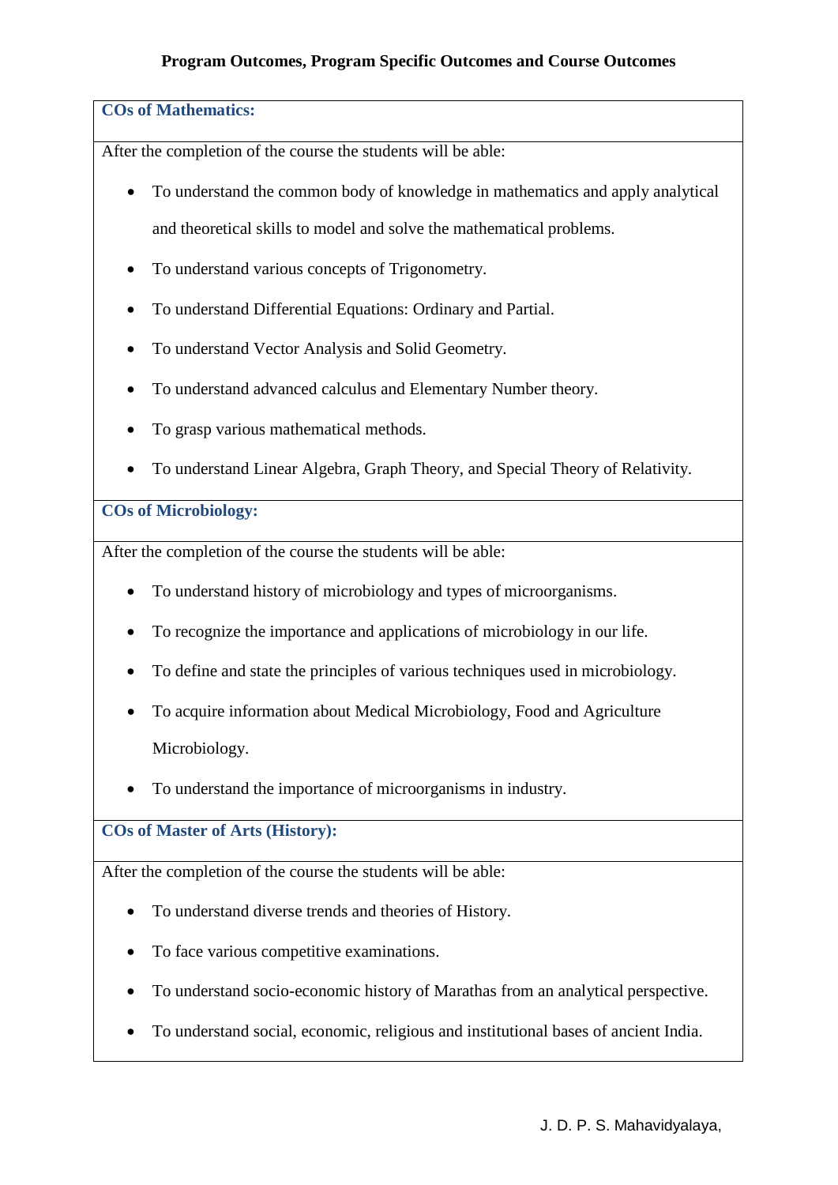**Program Outcomes, Program Specific Outcomes and Course Outcomes**

### COs of Mathematics:

After the completion of the course the students will be able:

- To understand the common body of knowledge in mathematics and apply analytical and theoretical skills to model and solve the mathematical problems.
- To understand various concepts of Trigonometry.
- To understand Differential Equations: Ordinary and Partial.
- To understand Vector Analysis and Solid Geometry.
- To understand advanced calculus and Elementary Number theory.
- To grasp various mathematical methods.
- To understand Linear Algebra, Graph Theory, and Special Theory of Relativity.

### COs of Microbiology:

After the completion of the course the students will be able:

- To understand history of microbiology and types of microorganisms.
- To recognize the importance and applications of microbiology in our life.
- To define and state the principles of various techniques used in microbiology.
- To acquire information about Medical Microbiology, Food and Agriculture Microbiology.
- To understand the importance of microorganisms in industry.

### COs of Master of Arts (History):

After the completion of the course the students will be able:

- To understand diverse trends and theories of History.
- To face various competitive examinations.
- To understand socio-economic history of Marathas from an analytical perspective.
- To understand social, economic, religious and institutional bases of ancient India.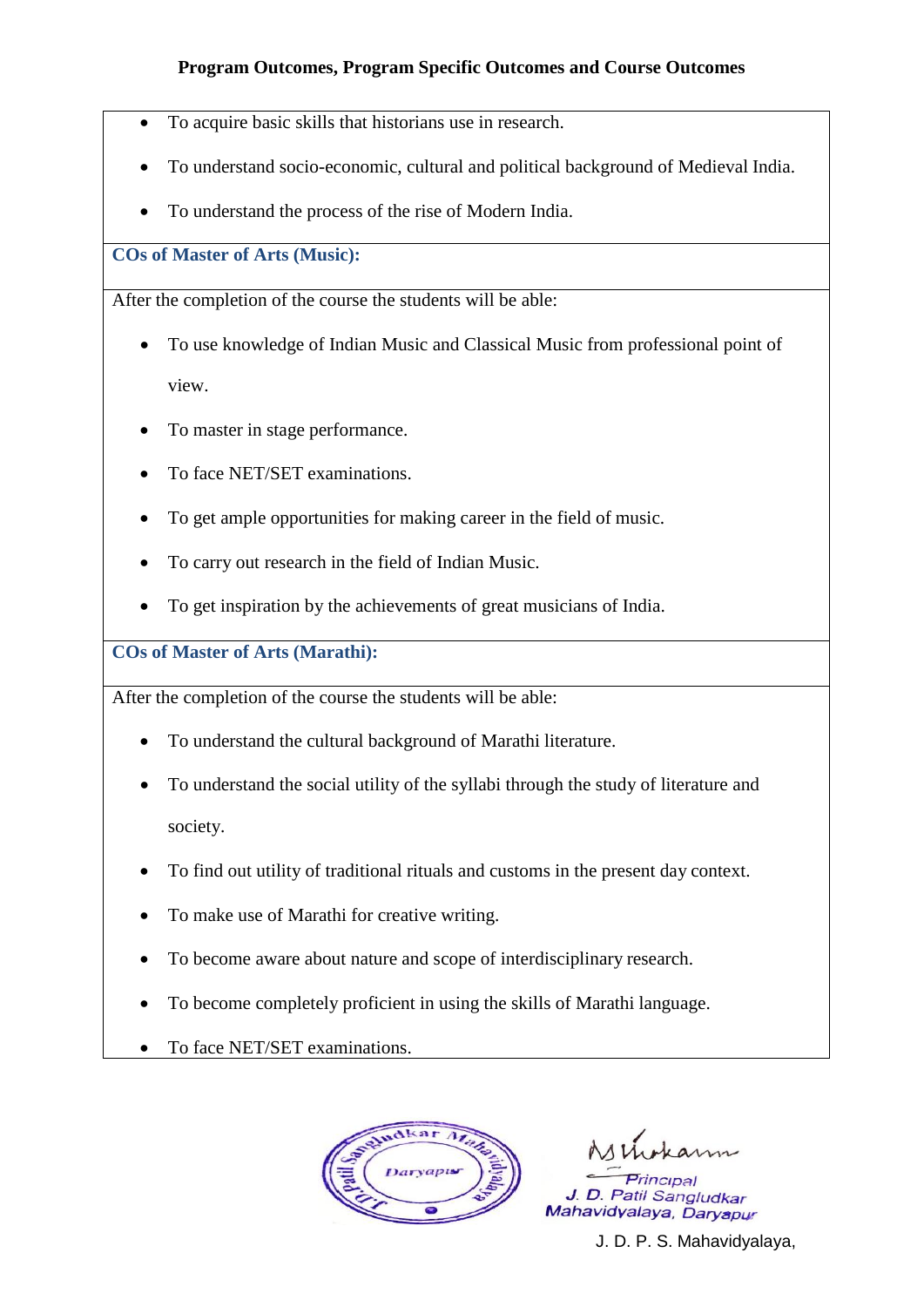- To acquire basic skills that historians use in research.
- To understand socio-economic, cultural and political background of Medieval India.
- To understand the process of the rise of Modern India.

**COs of Master of Arts (Music):**

After the completion of the course the students will be able:

- To use knowledge of Indian Music and Classical Music from professional point of view.
- To master in stage performance.
- To face NET/SET examinations.
- To get ample opportunities for making career in the field of music.
- To carry out research in the field of Indian Music.
- To get inspiration by the achievements of great musicians of India.

**COs of Master of Arts (Marathi):**

After the completion of the course the students will be able:

- To understand the cultural background of Marathi literature.
- To understand the social utility of the syllabi through the study of literature and society.
- To find out utility of traditional rituals and customs in the present day context.
- To make use of Marathi for creative writing.
- To become aware about nature and scope of interdisciplinary research.
- To become completely proficient in using the skills of Marathi language.
- To face NET/SET examinations.

Principal
J. D. Patil Sangludkar
Mahavidyalaya, Daryapur

J. D. P. S. Mahavidyalaya,